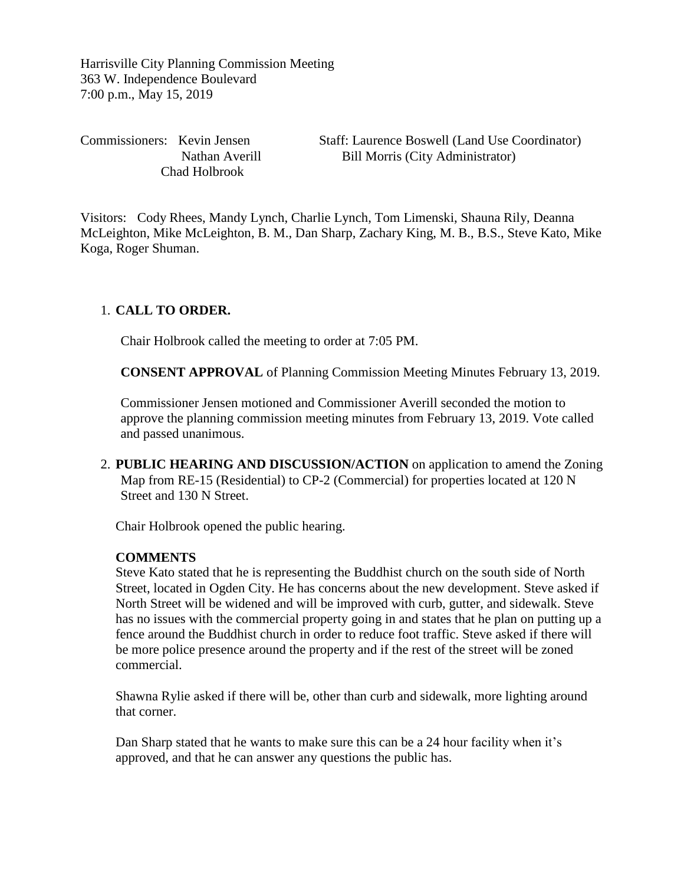Harrisville City Planning Commission Meeting
363 W. Independence Boulevard
7:00 p.m., May 15, 2019

Commissioners: Kevin Jensen
Nathan Averill
Chad Holbrook

Staff: Laurence Boswell (Land Use Coordinator)
Bill Morris (City Administrator)

Visitors: Cody Rhees, Mandy Lynch, Charlie Lynch, Tom Limenski, Shauna Rily, Deanna McLeighton, Mike McLeighton, B. M., Dan Sharp, Zachary King, M. B., B.S., Steve Kato, Mike Koga, Roger Shuman.

1. **CALL TO ORDER.**

   Chair Holbrook called the meeting to order at 7:05 PM.

   **CONSENT APPROVAL** of Planning Commission Meeting Minutes February 13, 2019.

   Commissioner Jensen motioned and Commissioner Averill seconded the motion to approve the planning commission meeting minutes from February 13, 2019. Vote called and passed unanimous.

2. **PUBLIC HEARING AND DISCUSSION/ACTION** on application to amend the Zoning Map from RE-15 (Residential) to CP-2 (Commercial) for properties located at 120 N Street and 130 N Street.

   Chair Holbrook opened the public hearing.

   **COMMENTS**

   Steve Kato stated that he is representing the Buddhist church on the south side of North Street, located in Ogden City. He has concerns about the new development. Steve asked if North Street will be widened and will be improved with curb, gutter, and sidewalk. Steve has no issues with the commercial property going in and states that he plan on putting up a fence around the Buddhist church in order to reduce foot traffic. Steve asked if there will be more police presence around the property and if the rest of the street will be zoned commercial.

   Shawna Rylie asked if there will be, other than curb and sidewalk, more lighting around that corner.

   Dan Sharp stated that he wants to make sure this can be a 24 hour facility when it's approved, and that he can answer any questions the public has.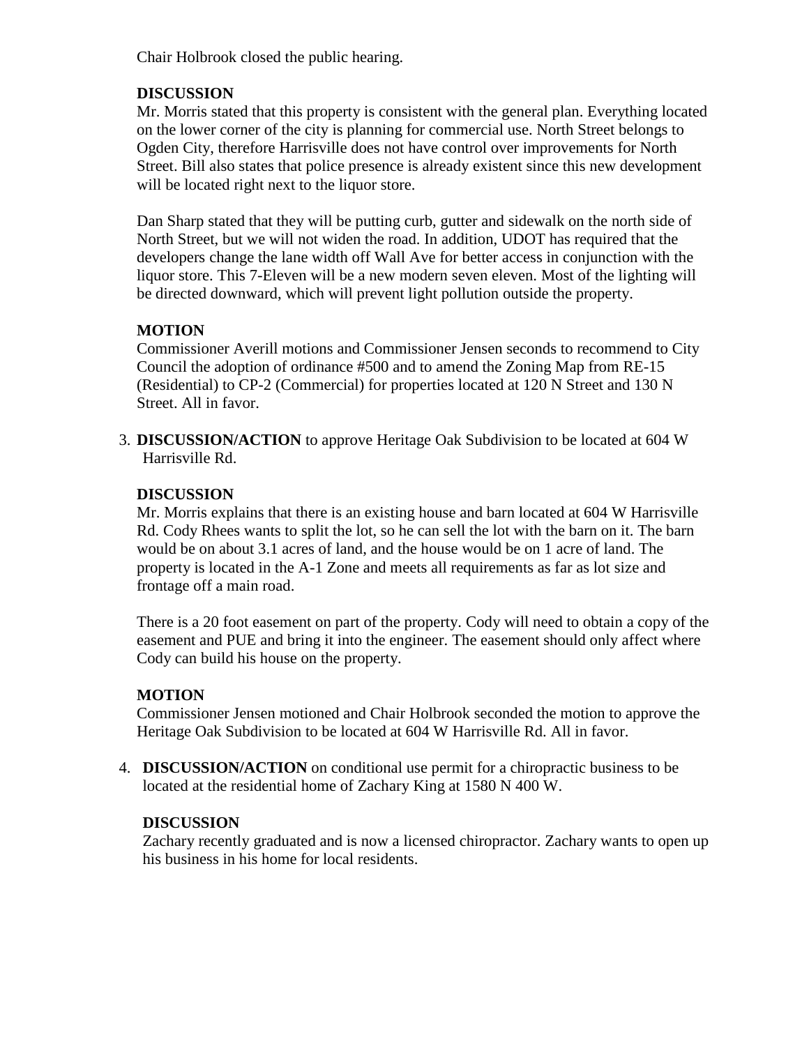Chair Holbrook closed the public hearing.

**DISCUSSION**

Mr. Morris stated that this property is consistent with the general plan. Everything located on the lower corner of the city is planning for commercial use. North Street belongs to Ogden City, therefore Harrisville does not have control over improvements for North Street. Bill also states that police presence is already existent since this new development will be located right next to the liquor store.

Dan Sharp stated that they will be putting curb, gutter and sidewalk on the north side of North Street, but we will not widen the road. In addition, UDOT has required that the developers change the lane width off Wall Ave for better access in conjunction with the liquor store. This 7-Eleven will be a new modern seven eleven. Most of the lighting will be directed downward, which will prevent light pollution outside the property.

**MOTION**

Commissioner Averill motions and Commissioner Jensen seconds to recommend to City Council the adoption of ordinance #500 and to amend the Zoning Map from RE-15 (Residential) to CP-2 (Commercial) for properties located at 120 N Street and 130 N Street. All in favor.

3. **DISCUSSION/ACTION** to approve Heritage Oak Subdivision to be located at 604 W Harrisville Rd.

**DISCUSSION**

Mr. Morris explains that there is an existing house and barn located at 604 W Harrisville Rd. Cody Rhees wants to split the lot, so he can sell the lot with the barn on it. The barn would be on about 3.1 acres of land, and the house would be on 1 acre of land. The property is located in the A-1 Zone and meets all requirements as far as lot size and frontage off a main road.

There is a 20 foot easement on part of the property. Cody will need to obtain a copy of the easement and PUE and bring it into the engineer. The easement should only affect where Cody can build his house on the property.

**MOTION**

Commissioner Jensen motioned and Chair Holbrook seconded the motion to approve the Heritage Oak Subdivision to be located at 604 W Harrisville Rd. All in favor.

4. **DISCUSSION/ACTION** on conditional use permit for a chiropractic business to be located at the residential home of Zachary King at 1580 N 400 W.

**DISCUSSION**

Zachary recently graduated and is now a licensed chiropractor. Zachary wants to open up his business in his home for local residents.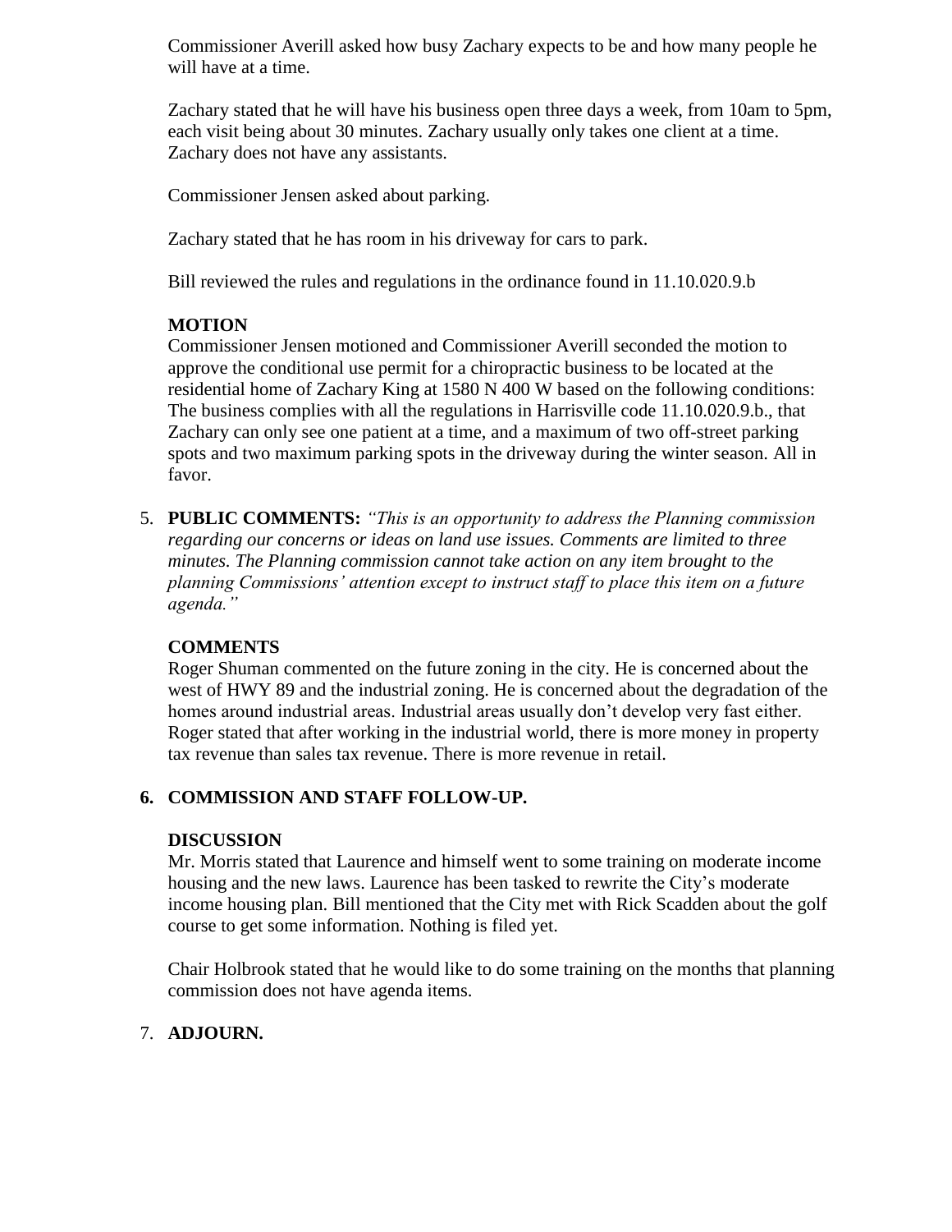Commissioner Averill asked how busy Zachary expects to be and how many people he will have at a time.

Zachary stated that he will have his business open three days a week, from 10am to 5pm, each visit being about 30 minutes. Zachary usually only takes one client at a time. Zachary does not have any assistants.

Commissioner Jensen asked about parking.

Zachary stated that he has room in his driveway for cars to park.

Bill reviewed the rules and regulations in the ordinance found in 11.10.020.9.b

**MOTION**

Commissioner Jensen motioned and Commissioner Averill seconded the motion to approve the conditional use permit for a chiropractic business to be located at the residential home of Zachary King at 1580 N 400 W based on the following conditions: The business complies with all the regulations in Harrisville code 11.10.020.9.b., that Zachary can only see one patient at a time, and a maximum of two off-street parking spots and two maximum parking spots in the driveway during the winter season. All in favor.

5. **PUBLIC COMMENTS:** *"This is an opportunity to address the Planning commission regarding our concerns or ideas on land use issues. Comments are limited to three minutes. The Planning commission cannot take action on any item brought to the planning Commissions' attention except to instruct staff to place this item on a future agenda."*

**COMMENTS**

Roger Shuman commented on the future zoning in the city. He is concerned about the west of HWY 89 and the industrial zoning. He is concerned about the degradation of the homes around industrial areas. Industrial areas usually don't develop very fast either. Roger stated that after working in the industrial world, there is more money in property tax revenue than sales tax revenue. There is more revenue in retail.

**6. COMMISSION AND STAFF FOLLOW-UP.**

**DISCUSSION**

Mr. Morris stated that Laurence and himself went to some training on moderate income housing and the new laws. Laurence has been tasked to rewrite the City's moderate income housing plan. Bill mentioned that the City met with Rick Scadden about the golf course to get some information. Nothing is filed yet.

Chair Holbrook stated that he would like to do some training on the months that planning commission does not have agenda items.

7. **ADJOURN.**